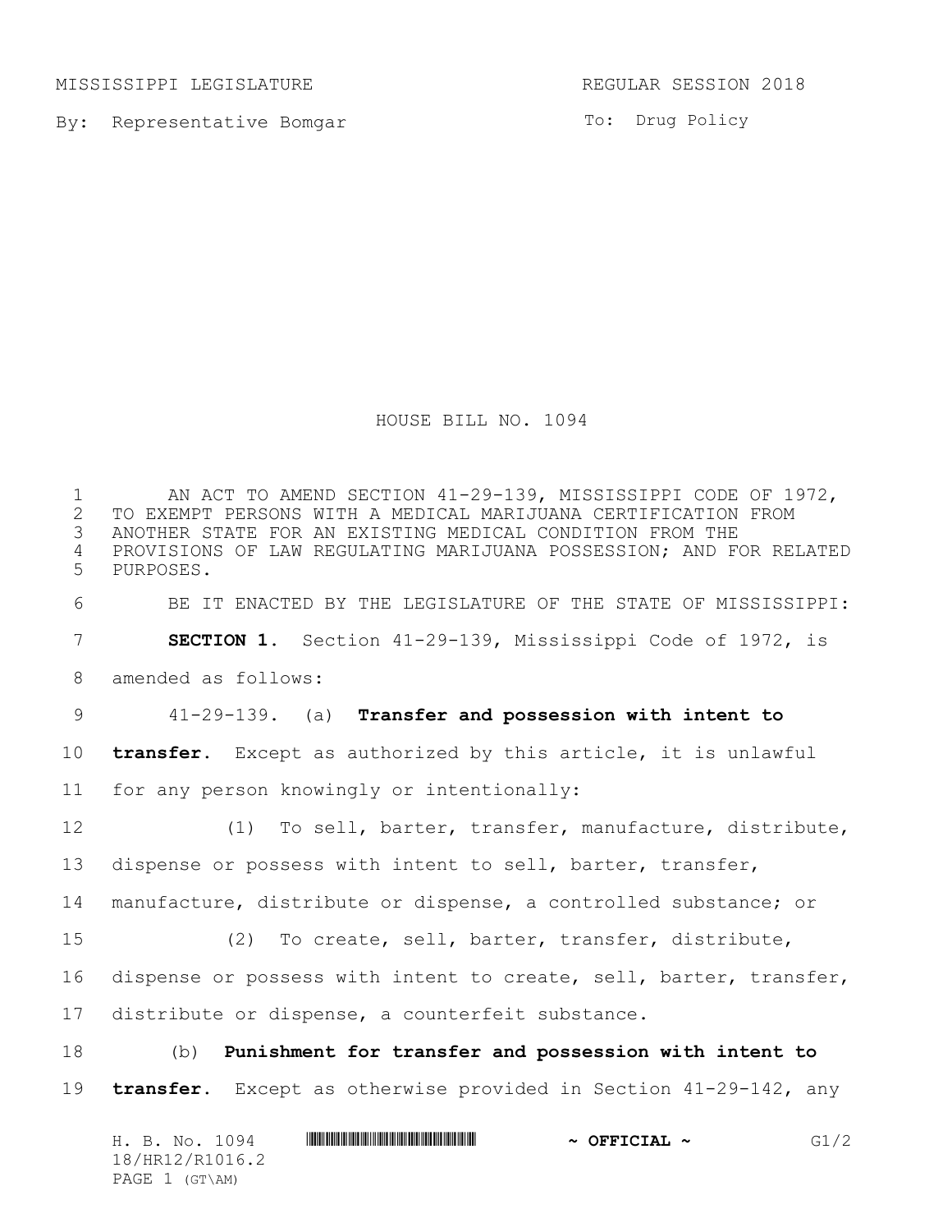MISSISSIPPI LEGISLATURE

REGULAR SESSION 2018

By: Representative Bomgar

To: Drug Policy

# HOUSE BILL NO. 1094

AN ACT TO AMEND SECTION 41-29-139, MISSISSIPPI CODE OF 1972, TO EXEMPT PERSONS WITH A MEDICAL MARIJUANA CERTIFICATION FROM ANOTHER STATE FOR AN EXISTING MEDICAL CONDITION FROM THE PROVISIONS OF LAW REGULATING MARIJUANA POSSESSION; AND FOR RELATED PURPOSES.

BE IT ENACTED BY THE LEGISLATURE OF THE STATE OF MISSISSIPPI:

**SECTION 1.** Section 41-29-139, Mississippi Code of 1972, is amended as follows:

41-29-139. (a) **Transfer and possession with intent to transfer.** Except as authorized by this article, it is unlawful for any person knowingly or intentionally:

(1) To sell, barter, transfer, manufacture, distribute, dispense or possess with intent to sell, barter, transfer, manufacture, distribute or dispense, a controlled substance; or

(2) To create, sell, barter, transfer, distribute, dispense or possess with intent to create, sell, barter, transfer, distribute or dispense, a counterfeit substance.

(b) **Punishment for transfer and possession with intent to transfer.** Except as otherwise provided in Section 41-29-142, any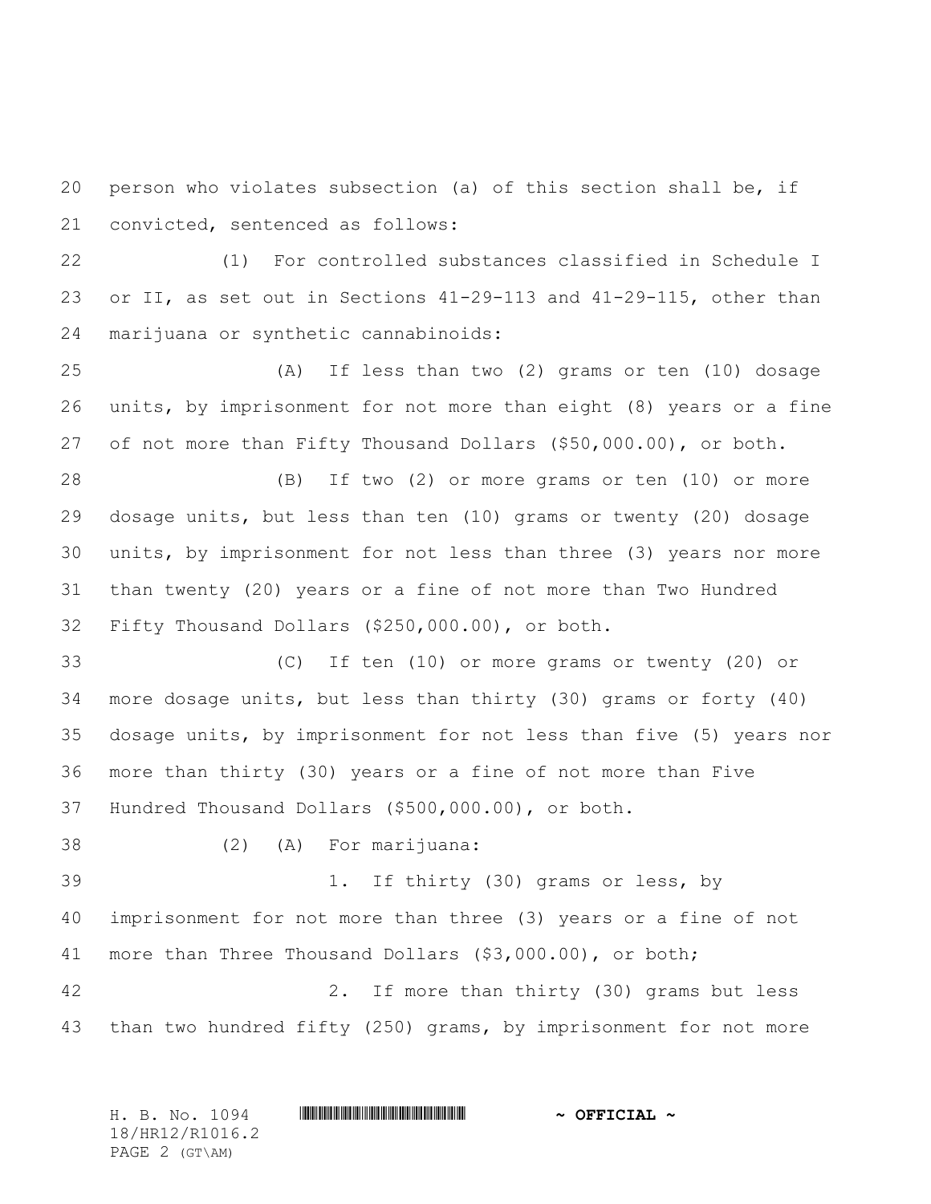person who violates subsection (a) of this section shall be, if convicted, sentenced as follows:

(1) For controlled substances classified in Schedule I or II, as set out in Sections 41-29-113 and 41-29-115, other than marijuana or synthetic cannabinoids:

(A) If less than two (2) grams or ten (10) dosage units, by imprisonment for not more than eight (8) years or a fine of not more than Fifty Thousand Dollars ($50,000.00), or both.

(B) If two (2) or more grams or ten (10) or more dosage units, but less than ten (10) grams or twenty (20) dosage units, by imprisonment for not less than three (3) years nor more than twenty (20) years or a fine of not more than Two Hundred Fifty Thousand Dollars ($250,000.00), or both.

(C) If ten (10) or more grams or twenty (20) or more dosage units, but less than thirty (30) grams or forty (40) dosage units, by imprisonment for not less than five (5) years nor more than thirty (30) years or a fine of not more than Five Hundred Thousand Dollars ($500,000.00), or both.

(2) (A) For marijuana:

1. If thirty (30) grams or less, by imprisonment for not more than three (3) years or a fine of not more than Three Thousand Dollars ($3,000.00), or both;

2. If more than thirty (30) grams but less than two hundred fifty (250) grams, by imprisonment for not more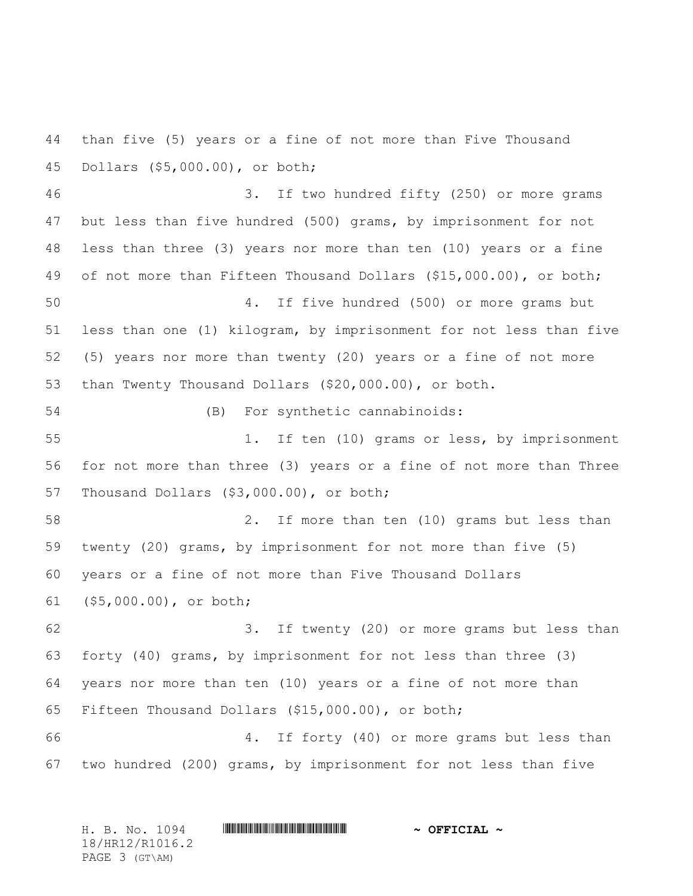than five (5) years or a fine of not more than Five Thousand Dollars ($5,000.00), or both;

3. If two hundred fifty (250) or more grams but less than five hundred (500) grams, by imprisonment for not less than three (3) years nor more than ten (10) years or a fine of not more than Fifteen Thousand Dollars ($15,000.00), or both;

4. If five hundred (500) or more grams but less than one (1) kilogram, by imprisonment for not less than five (5) years nor more than twenty (20) years or a fine of not more than Twenty Thousand Dollars ($20,000.00), or both.

(B) For synthetic cannabinoids:

1. If ten (10) grams or less, by imprisonment for not more than three (3) years or a fine of not more than Three Thousand Dollars ($3,000.00), or both;

2. If more than ten (10) grams but less than twenty (20) grams, by imprisonment for not more than five (5) years or a fine of not more than Five Thousand Dollars ($5,000.00), or both;

3. If twenty (20) or more grams but less than forty (40) grams, by imprisonment for not less than three (3) years nor more than ten (10) years or a fine of not more than Fifteen Thousand Dollars ($15,000.00), or both;

4. If forty (40) or more grams but less than two hundred (200) grams, by imprisonment for not less than five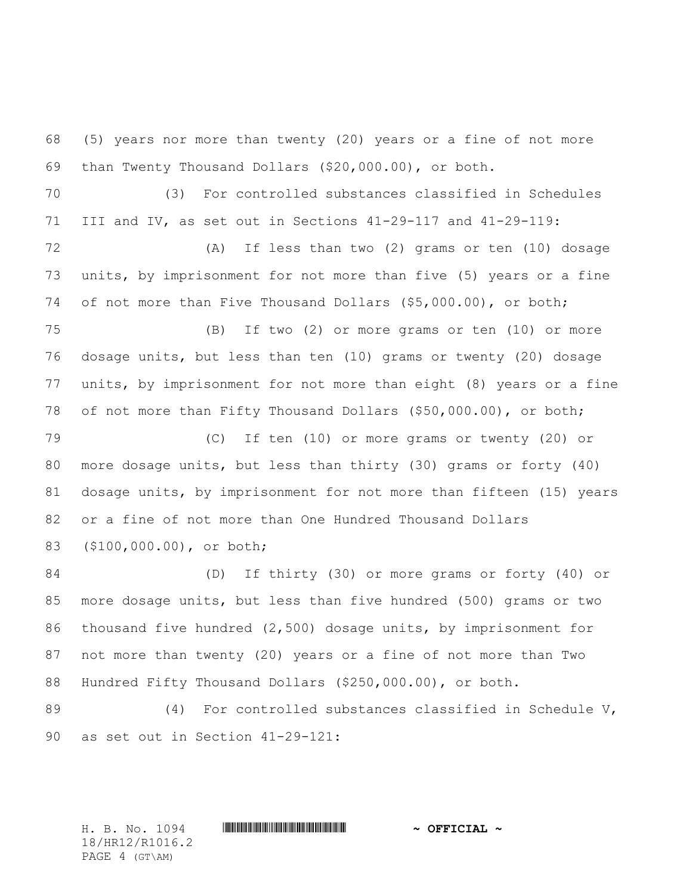(5) years nor more than twenty (20) years or a fine of not more than Twenty Thousand Dollars ($20,000.00), or both.

(3) For controlled substances classified in Schedules III and IV, as set out in Sections 41-29-117 and 41-29-119:

(A) If less than two (2) grams or ten (10) dosage units, by imprisonment for not more than five (5) years or a fine of not more than Five Thousand Dollars ($5,000.00), or both;

(B) If two (2) or more grams or ten (10) or more dosage units, but less than ten (10) grams or twenty (20) dosage units, by imprisonment for not more than eight (8) years or a fine of not more than Fifty Thousand Dollars ($50,000.00), or both;

(C) If ten (10) or more grams or twenty (20) or more dosage units, but less than thirty (30) grams or forty (40) dosage units, by imprisonment for not more than fifteen (15) years or a fine of not more than One Hundred Thousand Dollars ($100,000.00), or both;

(D) If thirty (30) or more grams or forty (40) or more dosage units, but less than five hundred (500) grams or two thousand five hundred (2,500) dosage units, by imprisonment for not more than twenty (20) years or a fine of not more than Two Hundred Fifty Thousand Dollars ($250,000.00), or both.

(4) For controlled substances classified in Schedule V, as set out in Section 41-29-121: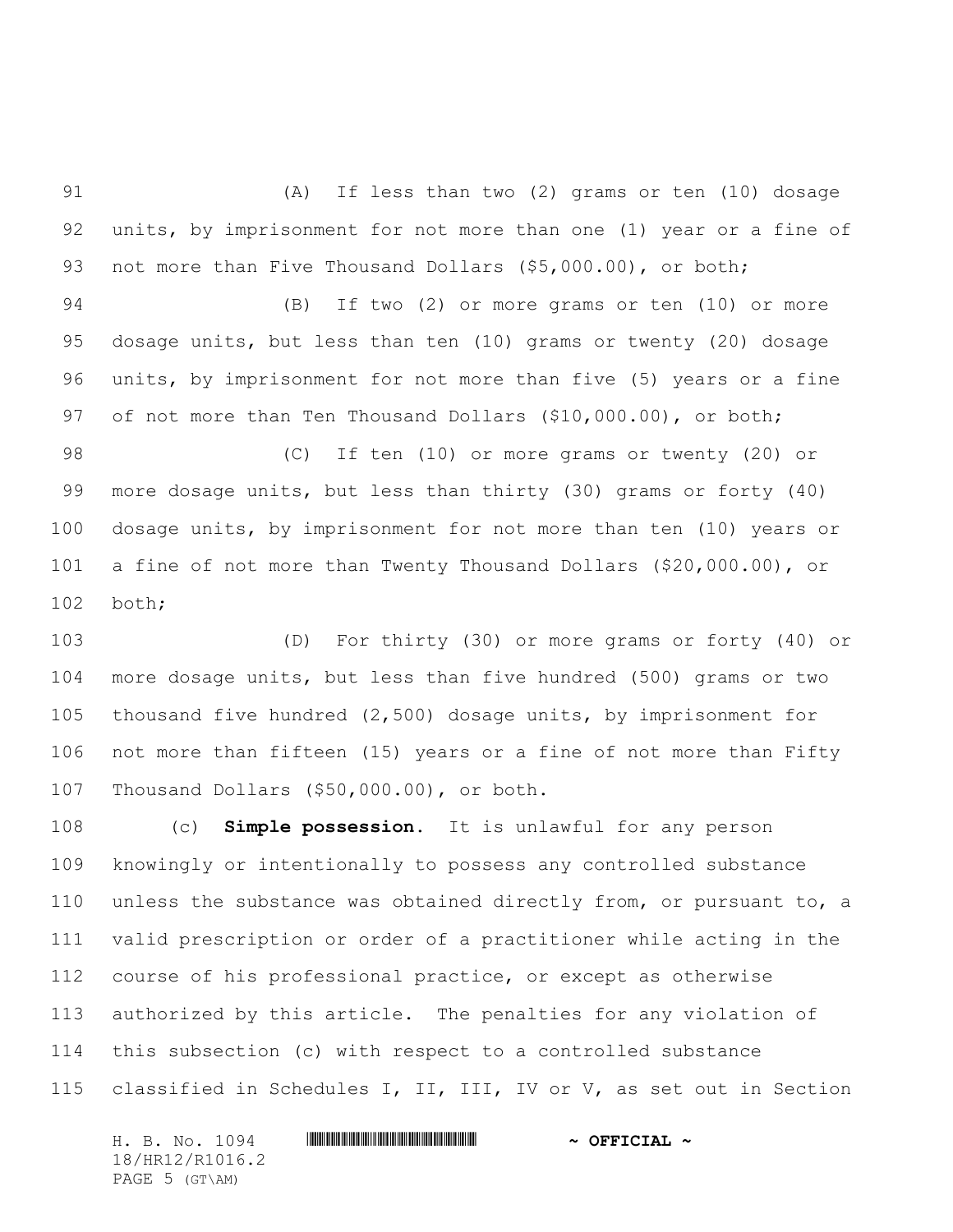(A) If less than two (2) grams or ten (10) dosage units, by imprisonment for not more than one (1) year or a fine of not more than Five Thousand Dollars ($5,000.00), or both;

(B) If two (2) or more grams or ten (10) or more dosage units, but less than ten (10) grams or twenty (20) dosage units, by imprisonment for not more than five (5) years or a fine of not more than Ten Thousand Dollars ($10,000.00), or both;

(C) If ten (10) or more grams or twenty (20) or more dosage units, but less than thirty (30) grams or forty (40) dosage units, by imprisonment for not more than ten (10) years or a fine of not more than Twenty Thousand Dollars ($20,000.00), or both;

(D) For thirty (30) or more grams or forty (40) or more dosage units, but less than five hundred (500) grams or two thousand five hundred (2,500) dosage units, by imprisonment for not more than fifteen (15) years or a fine of not more than Fifty Thousand Dollars ($50,000.00), or both.

(c) **Simple possession.** It is unlawful for any person knowingly or intentionally to possess any controlled substance unless the substance was obtained directly from, or pursuant to, a valid prescription or order of a practitioner while acting in the course of his professional practice, or except as otherwise authorized by this article. The penalties for any violation of this subsection (c) with respect to a controlled substance classified in Schedules I, II, III, IV or V, as set out in Section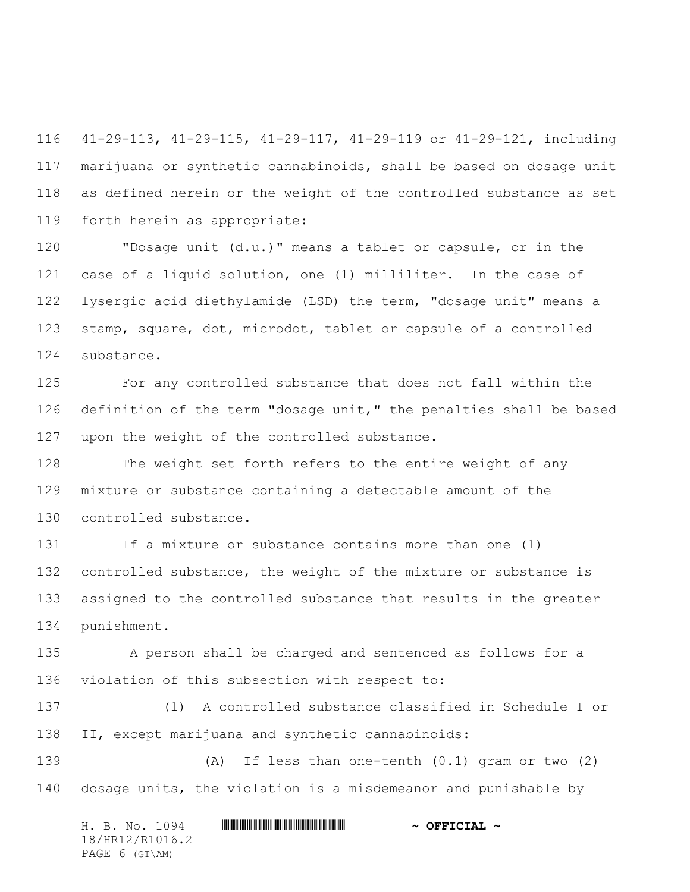41-29-113, 41-29-115, 41-29-117, 41-29-119 or 41-29-121, including marijuana or synthetic cannabinoids, shall be based on dosage unit as defined herein or the weight of the controlled substance as set forth herein as appropriate:

"Dosage unit (d.u.)" means a tablet or capsule, or in the case of a liquid solution, one (1) milliliter. In the case of lysergic acid diethylamide (LSD) the term, "dosage unit" means a stamp, square, dot, microdot, tablet or capsule of a controlled substance.

For any controlled substance that does not fall within the definition of the term "dosage unit," the penalties shall be based upon the weight of the controlled substance.

The weight set forth refers to the entire weight of any mixture or substance containing a detectable amount of the controlled substance.

If a mixture or substance contains more than one (1) controlled substance, the weight of the mixture or substance is assigned to the controlled substance that results in the greater punishment.

A person shall be charged and sentenced as follows for a violation of this subsection with respect to:

(1) A controlled substance classified in Schedule I or II, except marijuana and synthetic cannabinoids:

(A) If less than one-tenth (0.1) gram or two (2) dosage units, the violation is a misdemeanor and punishable by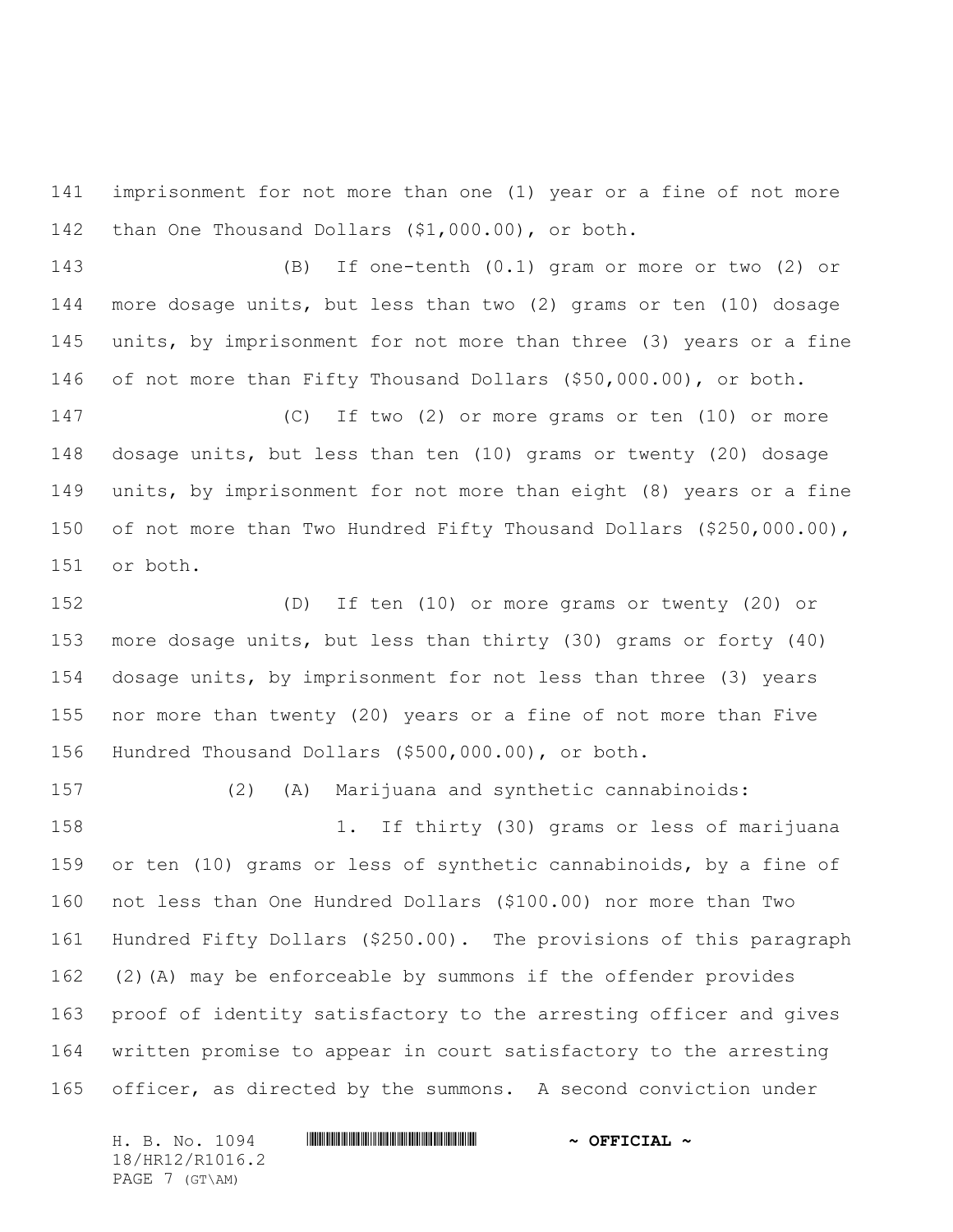imprisonment for not more than one (1) year or a fine of not more than One Thousand Dollars ($1,000.00), or both.

(B) If one-tenth (0.1) gram or more or two (2) or more dosage units, but less than two (2) grams or ten (10) dosage units, by imprisonment for not more than three (3) years or a fine of not more than Fifty Thousand Dollars ($50,000.00), or both.

(C) If two (2) or more grams or ten (10) or more dosage units, but less than ten (10) grams or twenty (20) dosage units, by imprisonment for not more than eight (8) years or a fine of not more than Two Hundred Fifty Thousand Dollars ($250,000.00), or both.

(D) If ten (10) or more grams or twenty (20) or more dosage units, but less than thirty (30) grams or forty (40) dosage units, by imprisonment for not less than three (3) years nor more than twenty (20) years or a fine of not more than Five Hundred Thousand Dollars ($500,000.00), or both.

(2) (A) Marijuana and synthetic cannabinoids:

1. If thirty (30) grams or less of marijuana or ten (10) grams or less of synthetic cannabinoids, by a fine of not less than One Hundred Dollars ($100.00) nor more than Two Hundred Fifty Dollars ($250.00). The provisions of this paragraph (2)(A) may be enforceable by summons if the offender provides proof of identity satisfactory to the arresting officer and gives written promise to appear in court satisfactory to the arresting officer, as directed by the summons. A second conviction under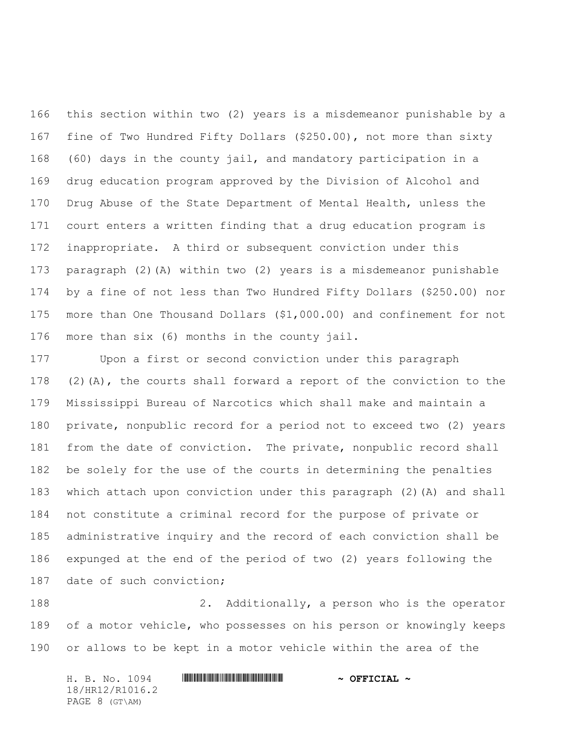this section within two (2) years is a misdemeanor punishable by a fine of Two Hundred Fifty Dollars ($250.00), not more than sixty (60) days in the county jail, and mandatory participation in a drug education program approved by the Division of Alcohol and Drug Abuse of the State Department of Mental Health, unless the court enters a written finding that a drug education program is inappropriate. A third or subsequent conviction under this paragraph (2)(A) within two (2) years is a misdemeanor punishable by a fine of not less than Two Hundred Fifty Dollars ($250.00) nor more than One Thousand Dollars ($1,000.00) and confinement for not more than six (6) months in the county jail.

Upon a first or second conviction under this paragraph (2)(A), the courts shall forward a report of the conviction to the Mississippi Bureau of Narcotics which shall make and maintain a private, nonpublic record for a period not to exceed two (2) years from the date of conviction. The private, nonpublic record shall be solely for the use of the courts in determining the penalties which attach upon conviction under this paragraph (2)(A) and shall not constitute a criminal record for the purpose of private or administrative inquiry and the record of each conviction shall be expunged at the end of the period of two (2) years following the date of such conviction;

2. Additionally, a person who is the operator of a motor vehicle, who possesses on his person or knowingly keeps or allows to be kept in a motor vehicle within the area of the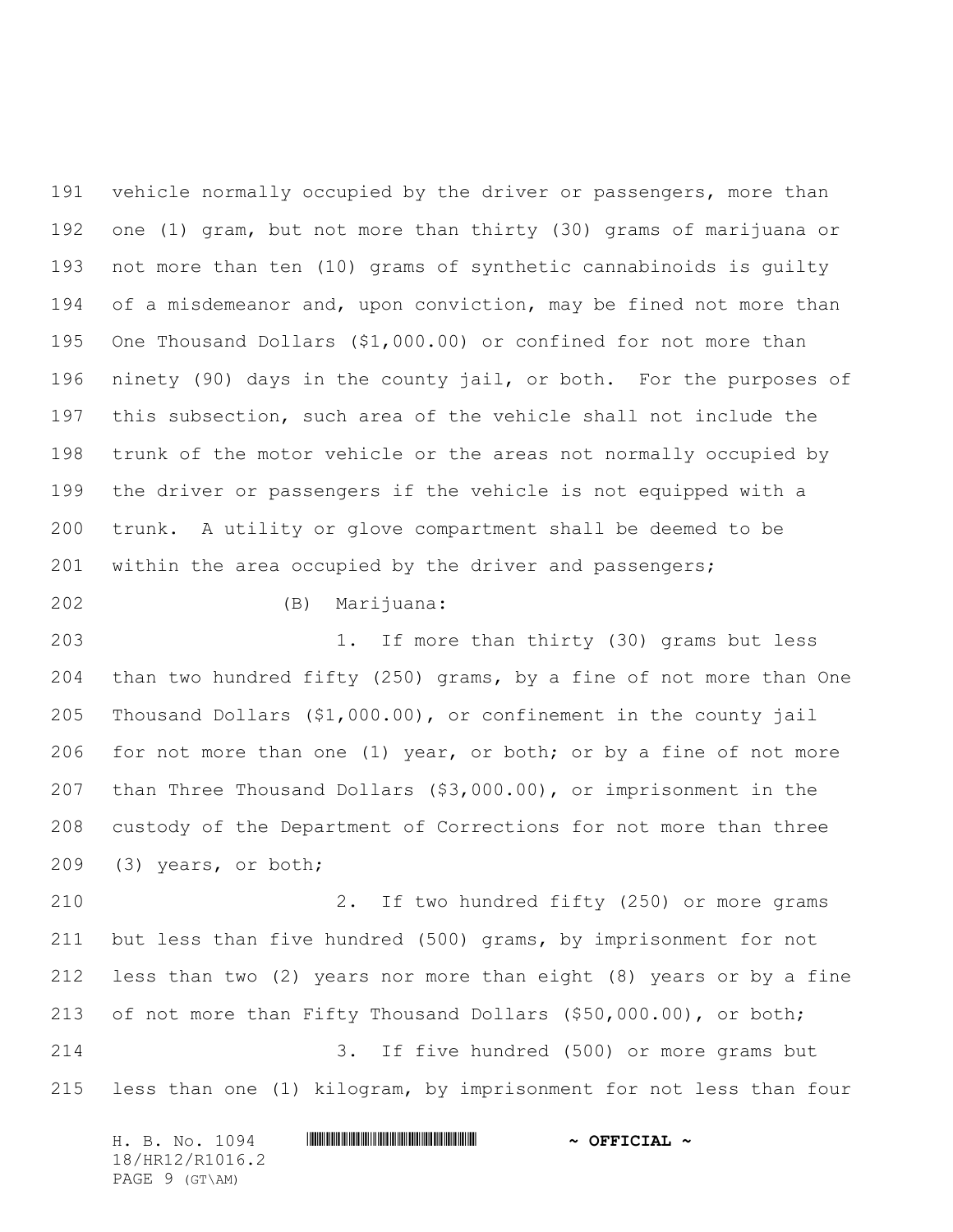vehicle normally occupied by the driver or passengers, more than one (1) gram, but not more than thirty (30) grams of marijuana or not more than ten (10) grams of synthetic cannabinoids is guilty of a misdemeanor and, upon conviction, may be fined not more than One Thousand Dollars ($1,000.00) or confined for not more than ninety (90) days in the county jail, or both. For the purposes of this subsection, such area of the vehicle shall not include the trunk of the motor vehicle or the areas not normally occupied by the driver or passengers if the vehicle is not equipped with a trunk. A utility or glove compartment shall be deemed to be within the area occupied by the driver and passengers;

(B) Marijuana:

1. If more than thirty (30) grams but less than two hundred fifty (250) grams, by a fine of not more than One Thousand Dollars ($1,000.00), or confinement in the county jail for not more than one (1) year, or both; or by a fine of not more than Three Thousand Dollars ($3,000.00), or imprisonment in the custody of the Department of Corrections for not more than three (3) years, or both;

2. If two hundred fifty (250) or more grams but less than five hundred (500) grams, by imprisonment for not less than two (2) years nor more than eight (8) years or by a fine of not more than Fifty Thousand Dollars ($50,000.00), or both;

3. If five hundred (500) or more grams but less than one (1) kilogram, by imprisonment for not less than four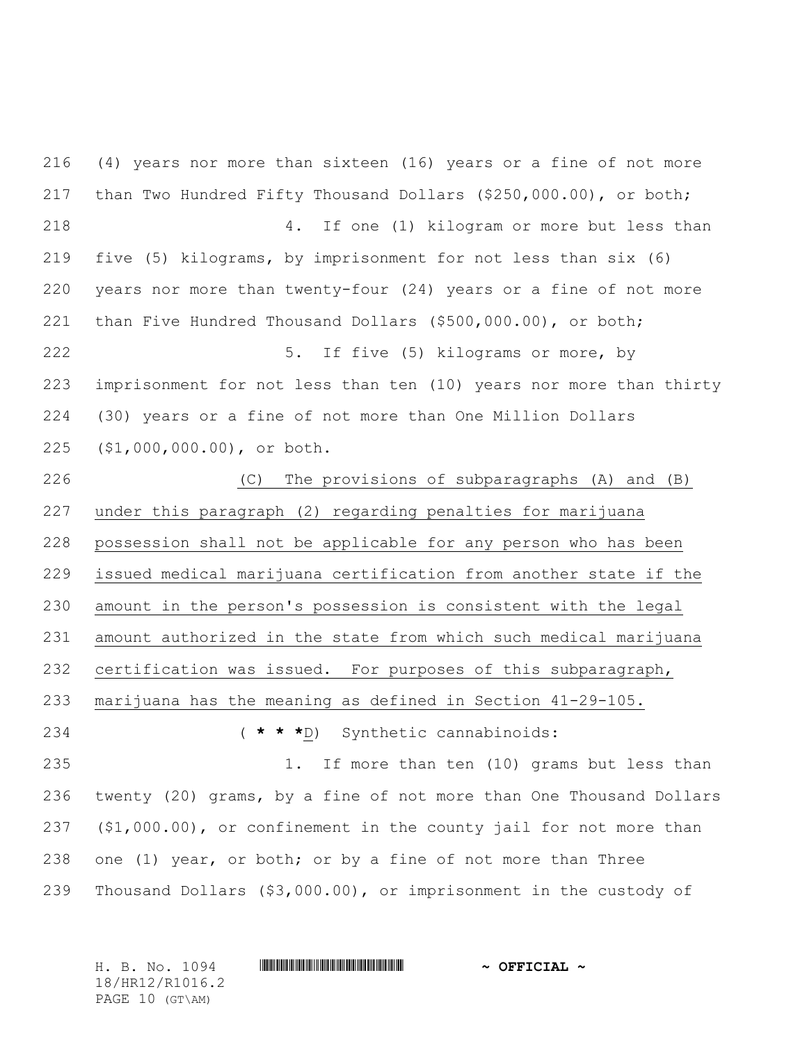(4) years nor more than sixteen (16) years or a fine of not more than Two Hundred Fifty Thousand Dollars ($250,000.00), or both;

4. If one (1) kilogram or more but less than five (5) kilograms, by imprisonment for not less than six (6) years nor more than twenty-four (24) years or a fine of not more than Five Hundred Thousand Dollars ($500,000.00), or both;

5. If five (5) kilograms or more, by imprisonment for not less than ten (10) years nor more than thirty (30) years or a fine of not more than One Million Dollars ($1,000,000.00), or both.

(C) The provisions of subparagraphs (A) and (B) under this paragraph (2) regarding penalties for marijuana possession shall not be applicable for any person who has been issued medical marijuana certification from another state if the amount in the person's possession is consistent with the legal amount authorized in the state from which such medical marijuana certification was issued. For purposes of this subparagraph, marijuana has the meaning as defined in Section 41-29-105.

( * * *D) Synthetic cannabinoids:

1. If more than ten (10) grams but less than twenty (20) grams, by a fine of not more than One Thousand Dollars ($1,000.00), or confinement in the county jail for not more than one (1) year, or both; or by a fine of not more than Three Thousand Dollars ($3,000.00), or imprisonment in the custody of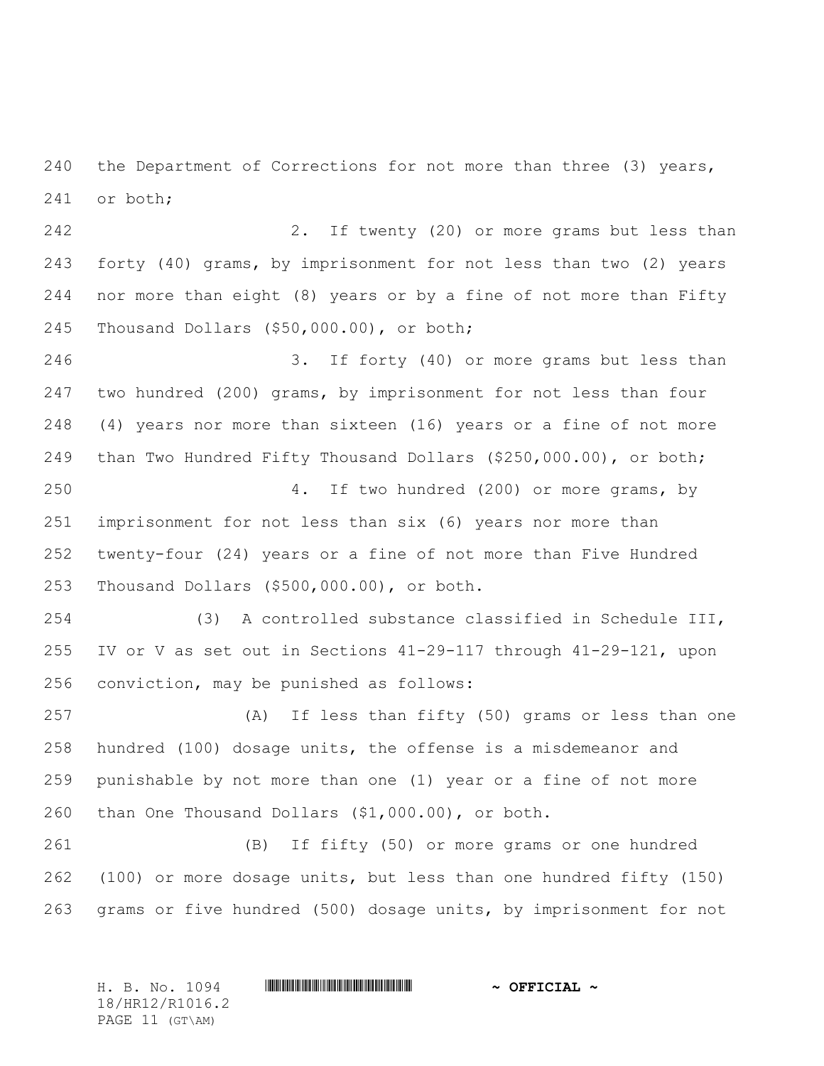the Department of Corrections for not more than three (3) years, or both;

2. If twenty (20) or more grams but less than forty (40) grams, by imprisonment for not less than two (2) years nor more than eight (8) years or by a fine of not more than Fifty Thousand Dollars ($50,000.00), or both;

3. If forty (40) or more grams but less than two hundred (200) grams, by imprisonment for not less than four (4) years nor more than sixteen (16) years or a fine of not more than Two Hundred Fifty Thousand Dollars ($250,000.00), or both;

4. If two hundred (200) or more grams, by imprisonment for not less than six (6) years nor more than twenty-four (24) years or a fine of not more than Five Hundred Thousand Dollars ($500,000.00), or both.

(3) A controlled substance classified in Schedule III, IV or V as set out in Sections 41-29-117 through 41-29-121, upon conviction, may be punished as follows:

(A) If less than fifty (50) grams or less than one hundred (100) dosage units, the offense is a misdemeanor and punishable by not more than one (1) year or a fine of not more than One Thousand Dollars ($1,000.00), or both.

(B) If fifty (50) or more grams or one hundred (100) or more dosage units, but less than one hundred fifty (150) grams or five hundred (500) dosage units, by imprisonment for not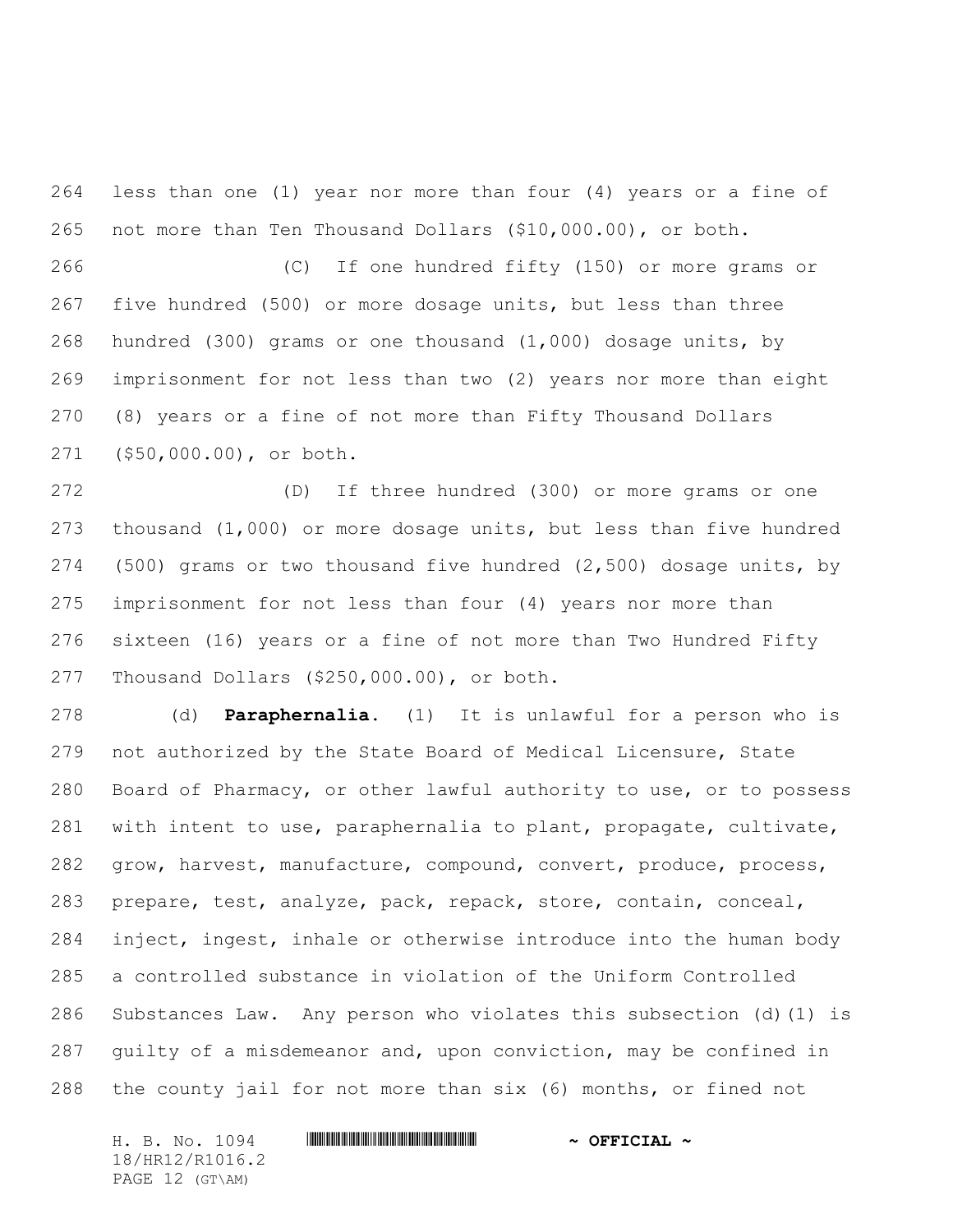less than one (1) year nor more than four (4) years or a fine of not more than Ten Thousand Dollars ($10,000.00), or both.

(C) If one hundred fifty (150) or more grams or five hundred (500) or more dosage units, but less than three hundred (300) grams or one thousand (1,000) dosage units, by imprisonment for not less than two (2) years nor more than eight (8) years or a fine of not more than Fifty Thousand Dollars ($50,000.00), or both.

(D) If three hundred (300) or more grams or one thousand (1,000) or more dosage units, but less than five hundred (500) grams or two thousand five hundred (2,500) dosage units, by imprisonment for not less than four (4) years nor more than sixteen (16) years or a fine of not more than Two Hundred Fifty Thousand Dollars ($250,000.00), or both.

(d) **Paraphernalia**. (1) It is unlawful for a person who is not authorized by the State Board of Medical Licensure, State Board of Pharmacy, or other lawful authority to use, or to possess with intent to use, paraphernalia to plant, propagate, cultivate, grow, harvest, manufacture, compound, convert, produce, process, prepare, test, analyze, pack, repack, store, contain, conceal, inject, ingest, inhale or otherwise introduce into the human body a controlled substance in violation of the Uniform Controlled Substances Law. Any person who violates this subsection (d)(1) is guilty of a misdemeanor and, upon conviction, may be confined in the county jail for not more than six (6) months, or fined not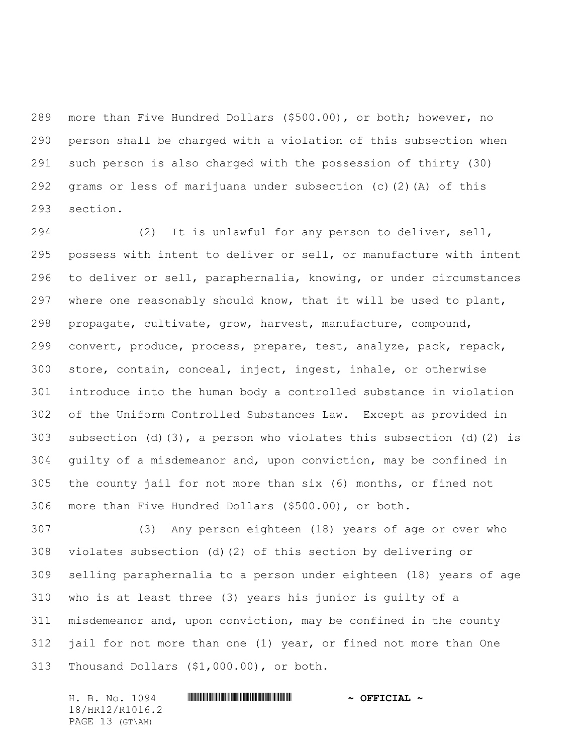more than Five Hundred Dollars ($500.00), or both; however, no person shall be charged with a violation of this subsection when such person is also charged with the possession of thirty (30) grams or less of marijuana under subsection (c)(2)(A) of this section.

(2) It is unlawful for any person to deliver, sell, possess with intent to deliver or sell, or manufacture with intent to deliver or sell, paraphernalia, knowing, or under circumstances where one reasonably should know, that it will be used to plant, propagate, cultivate, grow, harvest, manufacture, compound, convert, produce, process, prepare, test, analyze, pack, repack, store, contain, conceal, inject, ingest, inhale, or otherwise introduce into the human body a controlled substance in violation of the Uniform Controlled Substances Law. Except as provided in subsection (d)(3), a person who violates this subsection (d)(2) is guilty of a misdemeanor and, upon conviction, may be confined in the county jail for not more than six (6) months, or fined not more than Five Hundred Dollars ($500.00), or both.

(3) Any person eighteen (18) years of age or over who violates subsection (d)(2) of this section by delivering or selling paraphernalia to a person under eighteen (18) years of age who is at least three (3) years his junior is guilty of a misdemeanor and, upon conviction, may be confined in the county jail for not more than one (1) year, or fined not more than One Thousand Dollars ($1,000.00), or both.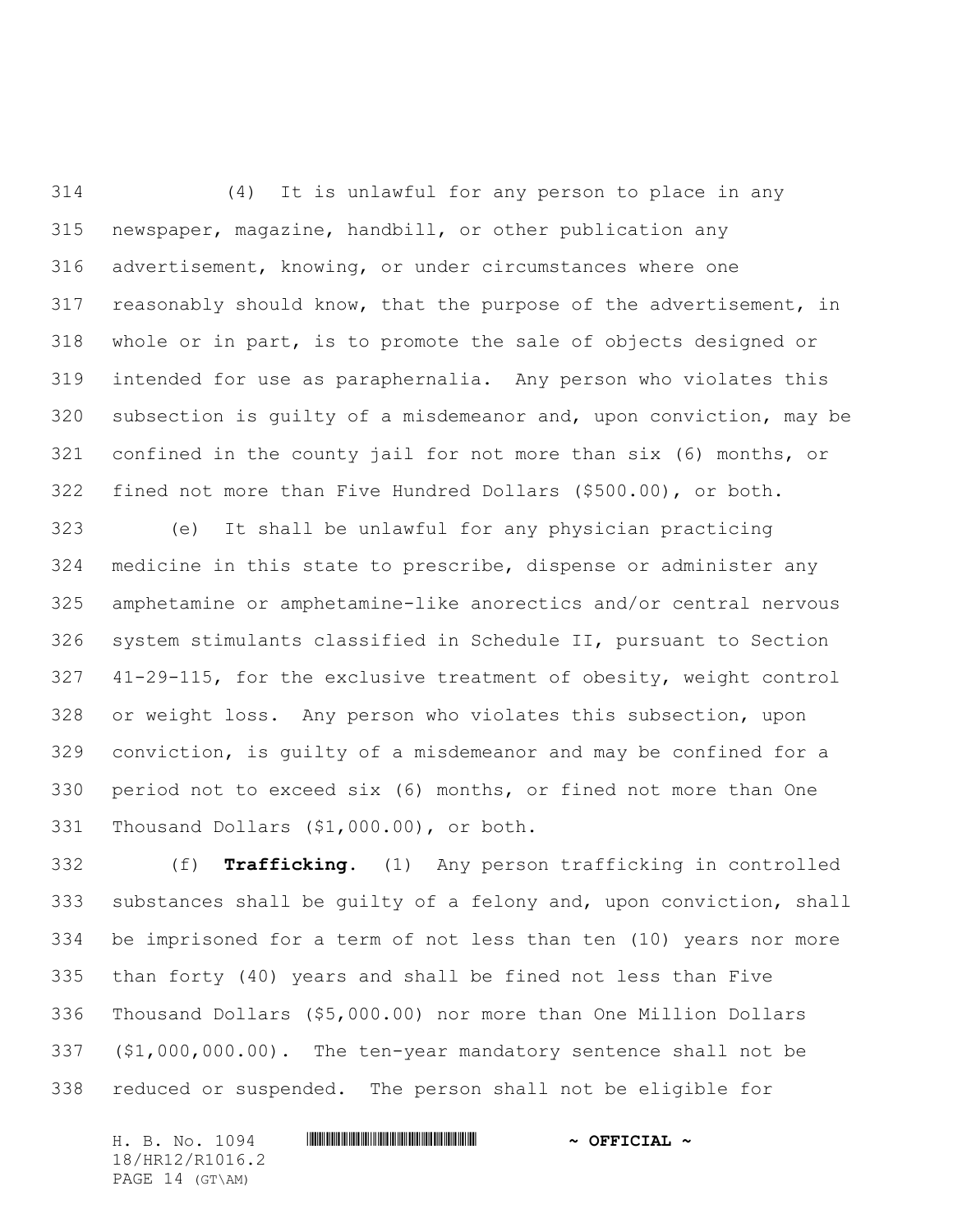(4) It is unlawful for any person to place in any newspaper, magazine, handbill, or other publication any advertisement, knowing, or under circumstances where one reasonably should know, that the purpose of the advertisement, in whole or in part, is to promote the sale of objects designed or intended for use as paraphernalia. Any person who violates this subsection is guilty of a misdemeanor and, upon conviction, may be confined in the county jail for not more than six (6) months, or fined not more than Five Hundred Dollars ($500.00), or both.

(e) It shall be unlawful for any physician practicing medicine in this state to prescribe, dispense or administer any amphetamine or amphetamine-like anorectics and/or central nervous system stimulants classified in Schedule II, pursuant to Section 41-29-115, for the exclusive treatment of obesity, weight control or weight loss. Any person who violates this subsection, upon conviction, is guilty of a misdemeanor and may be confined for a period not to exceed six (6) months, or fined not more than One Thousand Dollars ($1,000.00), or both.

(f) **Trafficking**. (1) Any person trafficking in controlled substances shall be guilty of a felony and, upon conviction, shall be imprisoned for a term of not less than ten (10) years nor more than forty (40) years and shall be fined not less than Five Thousand Dollars ($5,000.00) nor more than One Million Dollars ($1,000,000.00). The ten-year mandatory sentence shall not be reduced or suspended. The person shall not be eligible for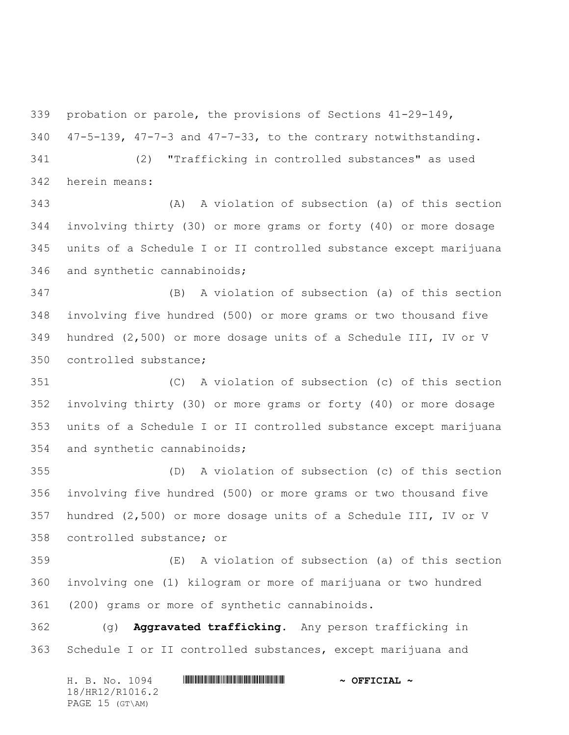probation or parole, the provisions of Sections 41-29-149, 47-5-139, 47-7-3 and 47-7-33, to the contrary notwithstanding.

(2) "Trafficking in controlled substances" as used herein means:

(A) A violation of subsection (a) of this section involving thirty (30) or more grams or forty (40) or more dosage units of a Schedule I or II controlled substance except marijuana and synthetic cannabinoids;

(B) A violation of subsection (a) of this section involving five hundred (500) or more grams or two thousand five hundred (2,500) or more dosage units of a Schedule III, IV or V controlled substance;

(C) A violation of subsection (c) of this section involving thirty (30) or more grams or forty (40) or more dosage units of a Schedule I or II controlled substance except marijuana and synthetic cannabinoids;

(D) A violation of subsection (c) of this section involving five hundred (500) or more grams or two thousand five hundred (2,500) or more dosage units of a Schedule III, IV or V controlled substance; or

(E) A violation of subsection (a) of this section involving one (1) kilogram or more of marijuana or two hundred (200) grams or more of synthetic cannabinoids.

(g) **Aggravated trafficking**. Any person trafficking in Schedule I or II controlled substances, except marijuana and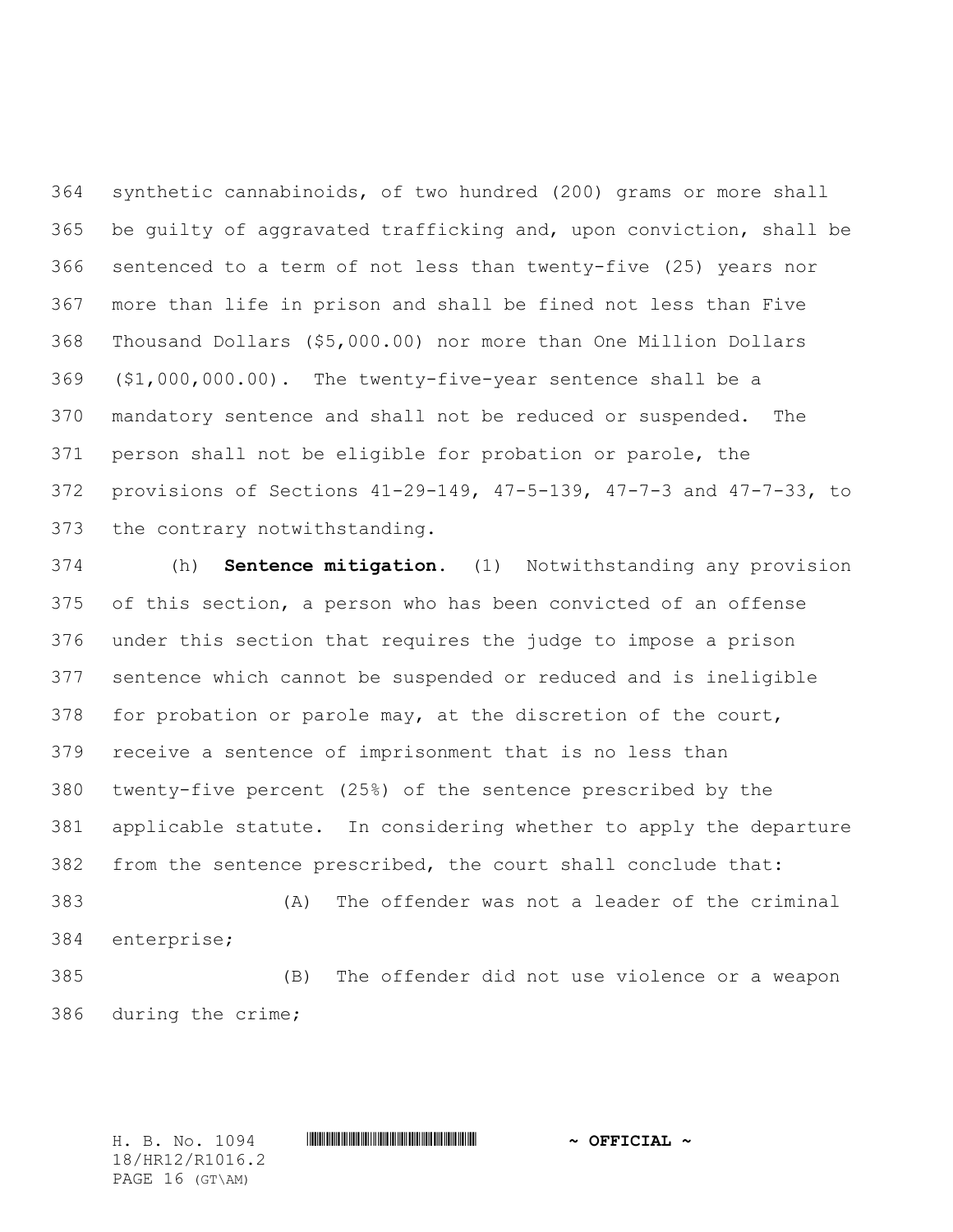synthetic cannabinoids, of two hundred (200) grams or more shall be guilty of aggravated trafficking and, upon conviction, shall be sentenced to a term of not less than twenty-five (25) years nor more than life in prison and shall be fined not less than Five Thousand Dollars ($5,000.00) nor more than One Million Dollars ($1,000,000.00). The twenty-five-year sentence shall be a mandatory sentence and shall not be reduced or suspended. The person shall not be eligible for probation or parole, the provisions of Sections 41-29-149, 47-5-139, 47-7-3 and 47-7-33, to the contrary notwithstanding.

(h) **Sentence mitigation.** (1) Notwithstanding any provision of this section, a person who has been convicted of an offense under this section that requires the judge to impose a prison sentence which cannot be suspended or reduced and is ineligible for probation or parole may, at the discretion of the court, receive a sentence of imprisonment that is no less than twenty-five percent (25%) of the sentence prescribed by the applicable statute. In considering whether to apply the departure from the sentence prescribed, the court shall conclude that:

(A) The offender was not a leader of the criminal enterprise;

(B) The offender did not use violence or a weapon during the crime;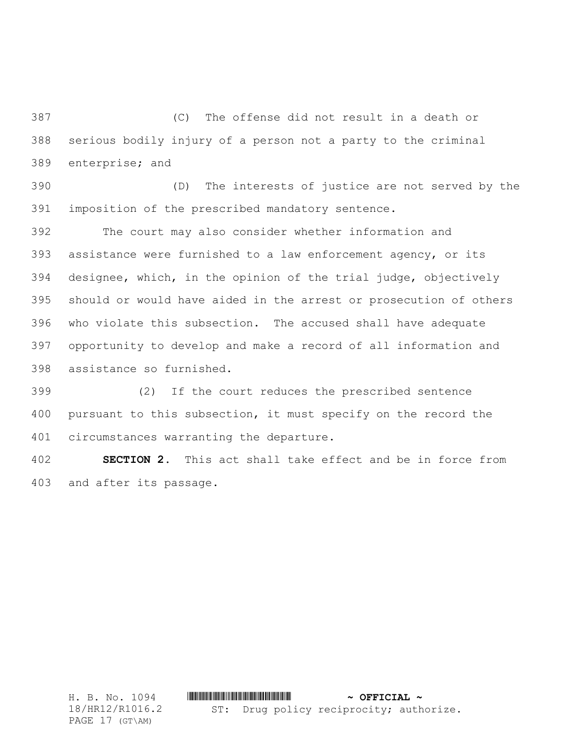(C) The offense did not result in a death or serious bodily injury of a person not a party to the criminal enterprise; and

(D) The interests of justice are not served by the imposition of the prescribed mandatory sentence.

The court may also consider whether information and assistance were furnished to a law enforcement agency, or its designee, which, in the opinion of the trial judge, objectively should or would have aided in the arrest or prosecution of others who violate this subsection. The accused shall have adequate opportunity to develop and make a record of all information and assistance so furnished.

(2) If the court reduces the prescribed sentence pursuant to this subsection, it must specify on the record the circumstances warranting the departure.

**SECTION 2.** This act shall take effect and be in force from and after its passage.